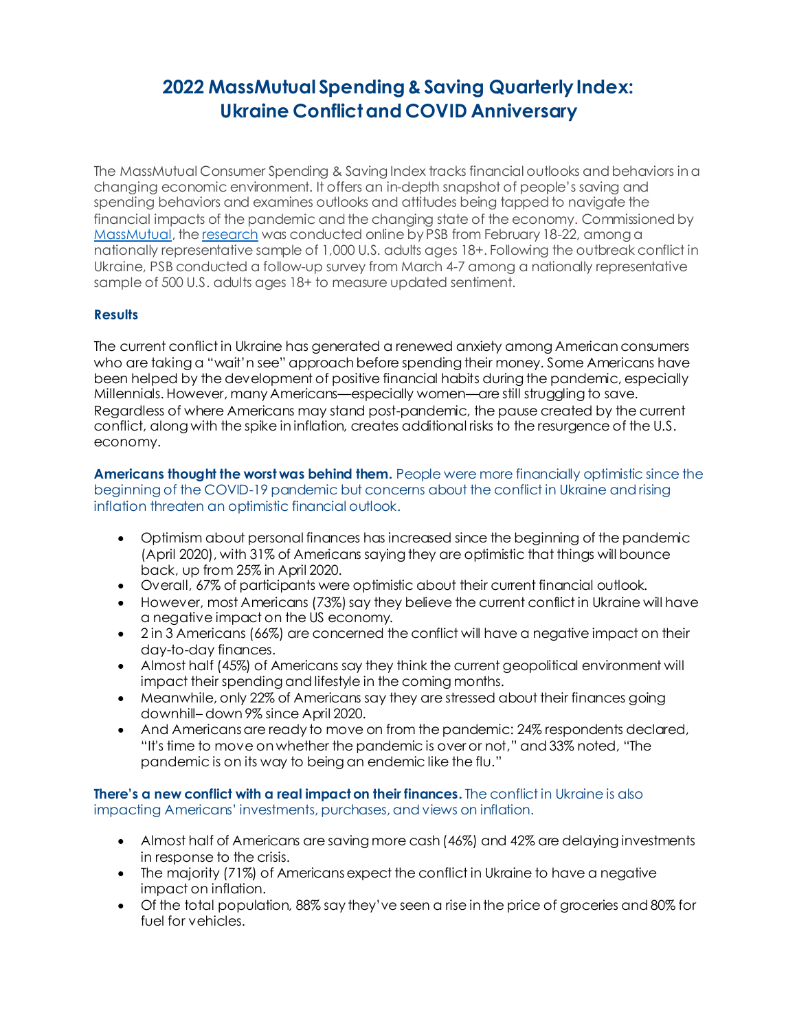# 2022 MassMutual Spending & Saving Quarterly Index: Ukraine Conflict and COVID Anniversary

The MassMutual Consumer Spending & Saving Index tracks financial outlooks and behaviors in a changing economic environment. It offers an in-depth snapshot of people's saving and spending behaviors and examines outlooks and attitudes being tapped to navigate the financial impacts of the pandemic and the changing state of the economy. Commissioned by [MassMutual](), the [research]() was conducted online by PSB from February 18-22, among a nationally representative sample of 1,000 U.S. adults ages 18+. Following the outbreak conflict in Ukraine, PSB conducted a follow-up survey from March 4-7 among a nationally representative sample of 500 U.S. adults ages 18+ to measure updated sentiment.

### Results

The current conflict in Ukraine has generated a renewed anxiety among American consumers who are taking a "wait'n see" approach before spending their money. Some Americans have been helped by the development of positive financial habits during the pandemic, especially Millennials. However, many Americans—especially women—are still struggling to save. Regardless of where Americans may stand post-pandemic, the pause created by the current conflict, along with the spike in inflation, creates additional risks to the resurgence of the U.S. economy.

**Americans thought the worst was behind them.** People were more financially optimistic since the beginning of the COVID-19 pandemic but concerns about the conflict in Ukraine and rising inflation threaten an optimistic financial outlook.

- Optimism about personal finances has increased since the beginning of the pandemic (April 2020), with 31% of Americans saying they are optimistic that things will bounce back, up from 25% in April 2020.
- Overall, 67% of participants were optimistic about their current financial outlook.
- However, most Americans (73%) say they believe the current conflict in Ukraine will have a negative impact on the US economy.
- 2 in 3 Americans (66%) are concerned the conflict will have a negative impact on their day-to-day finances.
- Almost half (45%) of Americans say they think the current geopolitical environment will impact their spending and lifestyle in the coming months.
- Meanwhile, only 22% of Americans say they are stressed about their finances going downhill– down 9% since April 2020.
- And Americans are ready to move on from the pandemic: 24% respondents declared, "It's time to move on whether the pandemic is over or not," and 33% noted, "The pandemic is on its way to being an endemic like the flu."

**There's a new conflict with a real impact on their finances.** The conflict in Ukraine is also impacting Americans' investments, purchases, and views on inflation.

- Almost half of Americans are saving more cash (46%) and 42% are delaying investments in response to the crisis.
- The majority (71%) of Americans expect the conflict in Ukraine to have a negative impact on inflation.
- Of the total population, 88% say they've seen a rise in the price of groceries and 80% for fuel for vehicles.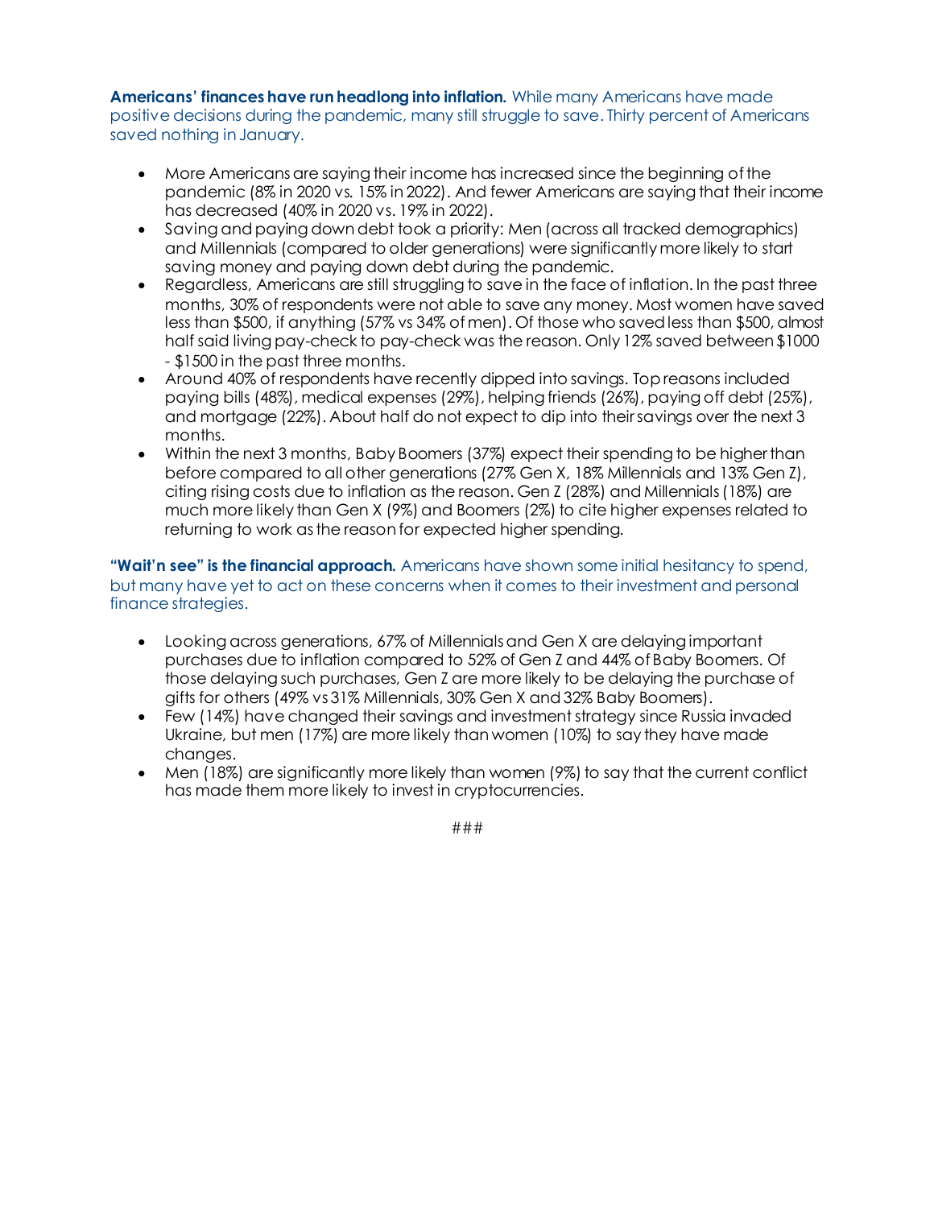**Americans' finances have run headlong into inflation.** While many Americans have made positive decisions during the pandemic, many still struggle to save. Thirty percent of Americans saved nothing in January.

- More Americans are saying their income has increased since the beginning of the pandemic (8% in 2020 vs. 15% in 2022). And fewer Americans are saying that their income has decreased (40% in 2020 vs. 19% in 2022).
- Saving and paying down debt took a priority: Men (across all tracked demographics) and Millennials (compared to older generations) were significantly more likely to start saving money and paying down debt during the pandemic.
- Regardless, Americans are still struggling to save in the face of inflation. In the past three months, 30% of respondents were not able to save any money. Most women have saved less than $500, if anything (57% vs 34% of men). Of those who saved less than $500, almost half said living pay-check to pay-check was the reason. Only 12% saved between $1000 - $1500 in the past three months.
- Around 40% of respondents have recently dipped into savings. Top reasons included paying bills (48%), medical expenses (29%), helping friends (26%), paying off debt (25%), and mortgage (22%). About half do not expect to dip into their savings over the next 3 months.
- Within the next 3 months, Baby Boomers (37%) expect their spending to be higher than before compared to all other generations (27% Gen X, 18% Millennials and 13% Gen Z), citing rising costs due to inflation as the reason. Gen Z (28%) and Millennials (18%) are much more likely than Gen X (9%) and Boomers (2%) to cite higher expenses related to returning to work as the reason for expected higher spending.

**"Wait'n see" is the financial approach.** Americans have shown some initial hesitancy to spend, but many have yet to act on these concerns when it comes to their investment and personal finance strategies.

- Looking across generations, 67% of Millennials and Gen X are delaying important purchases due to inflation compared to 52% of Gen Z and 44% of Baby Boomers. Of those delaying such purchases, Gen Z are more likely to be delaying the purchase of gifts for others (49% vs 31% Millennials, 30% Gen X and 32% Baby Boomers).
- Few (14%) have changed their savings and investment strategy since Russia invaded Ukraine, but men (17%) are more likely than women (10%) to say they have made changes.
- Men (18%) are significantly more likely than women (9%) to say that the current conflict has made them more likely to invest in cryptocurrencies.

###